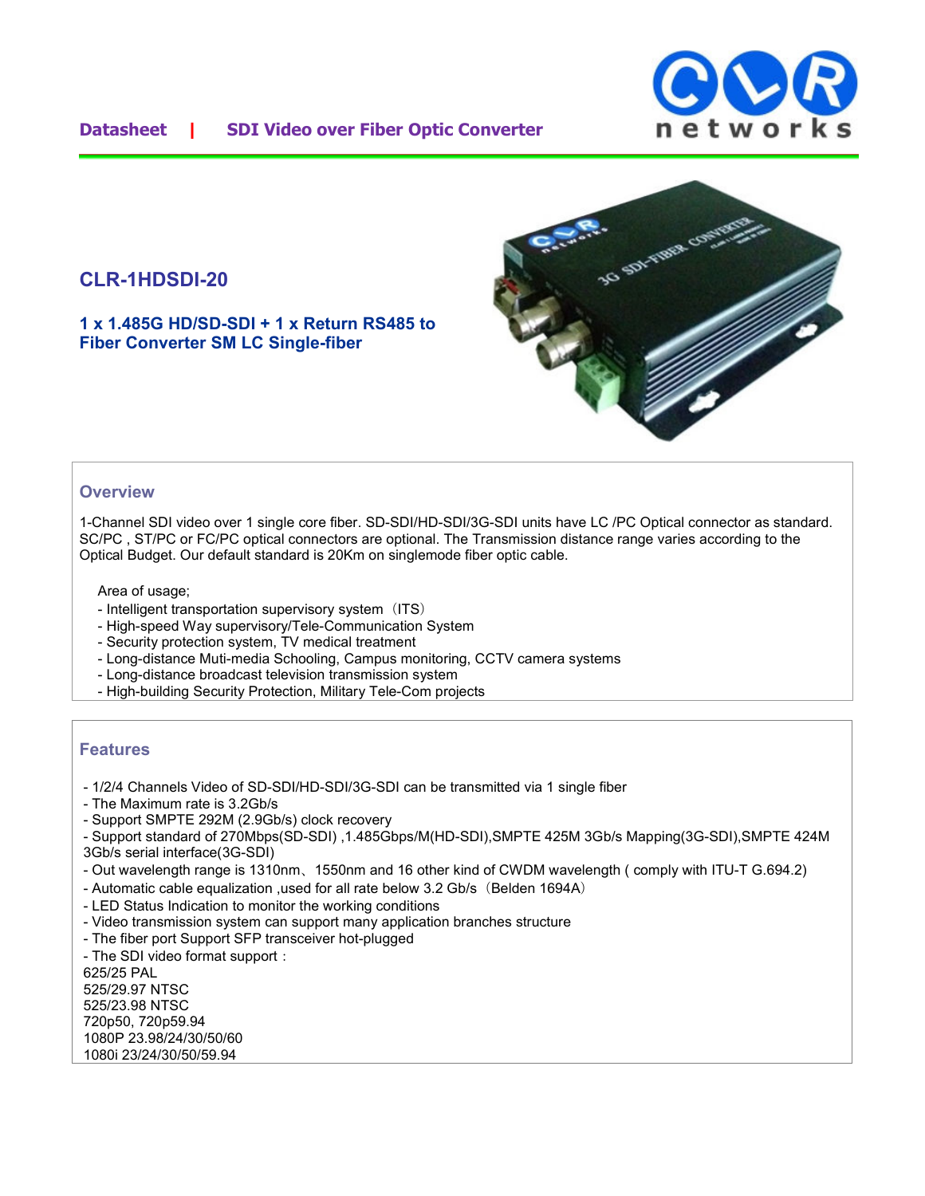Datasheet | SDI Video over Fiber Optic Converter

# CLR-1HDSDI-20

### 1 x 1.485G HD/SD-SDI + 1 x Return RS485 to Fiber Converter SM LC Single-fiber

## Overview

1-Channel SDI video over 1 single core fiber. SD-SDI/HD-SDI/3G-SDI units have LC /PC Optical connector as standard. SC/PC , ST/PC or FC/PC optical connectors are optional. The Transmission distance range varies according to the Optical Budget. Our default standard is 20Km on singlemode fiber optic cable.

Area of usage;

- Intelligent transportation supervisory system（ITS）
- High-speed Way supervisory/Tele-Communication System
- Security protection system, TV medical treatment
- Long-distance Muti-media Schooling, Campus monitoring, CCTV camera systems
- Long-distance broadcast television transmission system
- High-building Security Protection, Military Tele-Com projects

## Features

- 1/2/4 Channels Video of SD-SDI/HD-SDI/3G-SDI can be transmitted via 1 single fiber
- The Maximum rate is 3.2Gb/s
- Support SMPTE 292M (2.9Gb/s) clock recovery
- Support standard of 270Mbps(SD-SDI) ,1.485Gbps/M(HD-SDI),SMPTE 425M 3Gb/s Mapping(3G-SDI),SMPTE 424M 3Gb/s serial interface(3G-SDI)
- Out wavelength range is 1310nm、1550nm and 16 other kind of CWDM wavelength ( comply with ITU-T G.694.2)
- Automatic cable equalization ,used for all rate below 3.2 Gb/s（Belden 1694A）
- LED Status Indication to monitor the working conditions
- Video transmission system can support many application branches structure
- The fiber port Support SFP transceiver hot-plugged
- The SDI video format support：

625/25 PAL
525/29.97 NTSC
525/23.98 NTSC
720p50, 720p59.94
1080P 23.98/24/30/50/60
1080i 23/24/30/50/59.94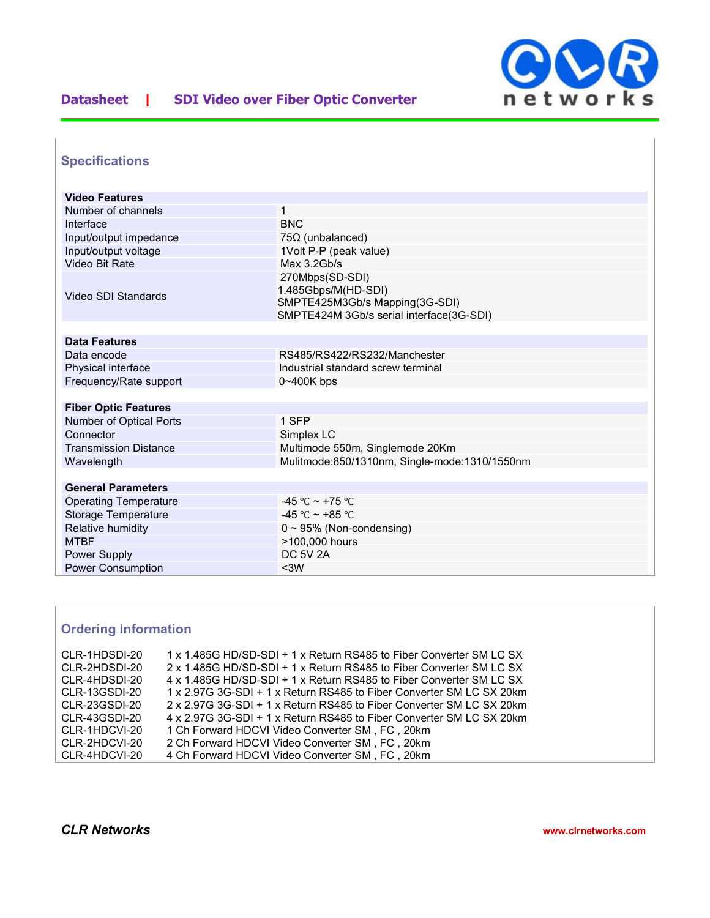## Specifications

| | |
|---|---|
| **Video Features** | |
| Number of channels | 1 |
| Interface | BNC |
| Input/output impedance | 75Ω (unbalanced) |
| Input/output voltage | 1Volt P-P (peak value) |
| Video Bit Rate | Max 3.2Gb/s |
| Video SDI Standards | 270Mbps(SD-SDI)<br>1.485Gbps/M(HD-SDI)<br>SMPTE425M3Gb/s Mapping(3G-SDI)<br>SMPTE424M 3Gb/s serial interface(3G-SDI) |
| **Data Features** | |
| Data encode | RS485/RS422/RS232/Manchester |
| Physical interface | Industrial standard screw terminal |
| Frequency/Rate support | 0~400K bps |
| **Fiber Optic Features** | |
| Number of Optical Ports | 1 SFP |
| Connector | Simplex LC |
| Transmission Distance | Multimode 550m, Singlemode 20Km |
| Wavelength | Mulitmode:850/1310nm, Single-mode:1310/1550nm |
| **General Parameters** | |
| Operating Temperature | -45 ℃ ~ +75 ℃ |
| Storage Temperature | -45 ℃ ~ +85 ℃ |
| Relative humidity | 0 ~ 95% (Non-condensing) |
| MTBF | >100,000 hours |
| Power Supply | DC 5V 2A |
| Power Consumption | <3W |

## Ordering Information

| | |
|---|---|
| CLR-1HDSDI-20 | 1 x 1.485G HD/SD-SDI + 1 x Return RS485 to Fiber Converter SM LC SX |
| CLR-2HDSDI-20 | 2 x 1.485G HD/SD-SDI + 1 x Return RS485 to Fiber Converter SM LC SX |
| CLR-4HDSDI-20 | 4 x 1.485G HD/SD-SDI + 1 x Return RS485 to Fiber Converter SM LC SX |
| CLR-13GSDI-20 | 1 x 2.97G 3G-SDI + 1 x Return RS485 to Fiber Converter SM LC SX 20km |
| CLR-23GSDI-20 | 2 x 2.97G 3G-SDI + 1 x Return RS485 to Fiber Converter SM LC SX 20km |
| CLR-43GSDI-20 | 4 x 2.97G 3G-SDI + 1 x Return RS485 to Fiber Converter SM LC SX 20km |
| CLR-1HDCVI-20 | 1 Ch Forward HDCVI Video Converter SM , FC , 20km |
| CLR-2HDCVI-20 | 2 Ch Forward HDCVI Video Converter SM , FC , 20km |
| CLR-4HDCVI-20 | 4 Ch Forward HDCVI Video Converter SM , FC , 20km |